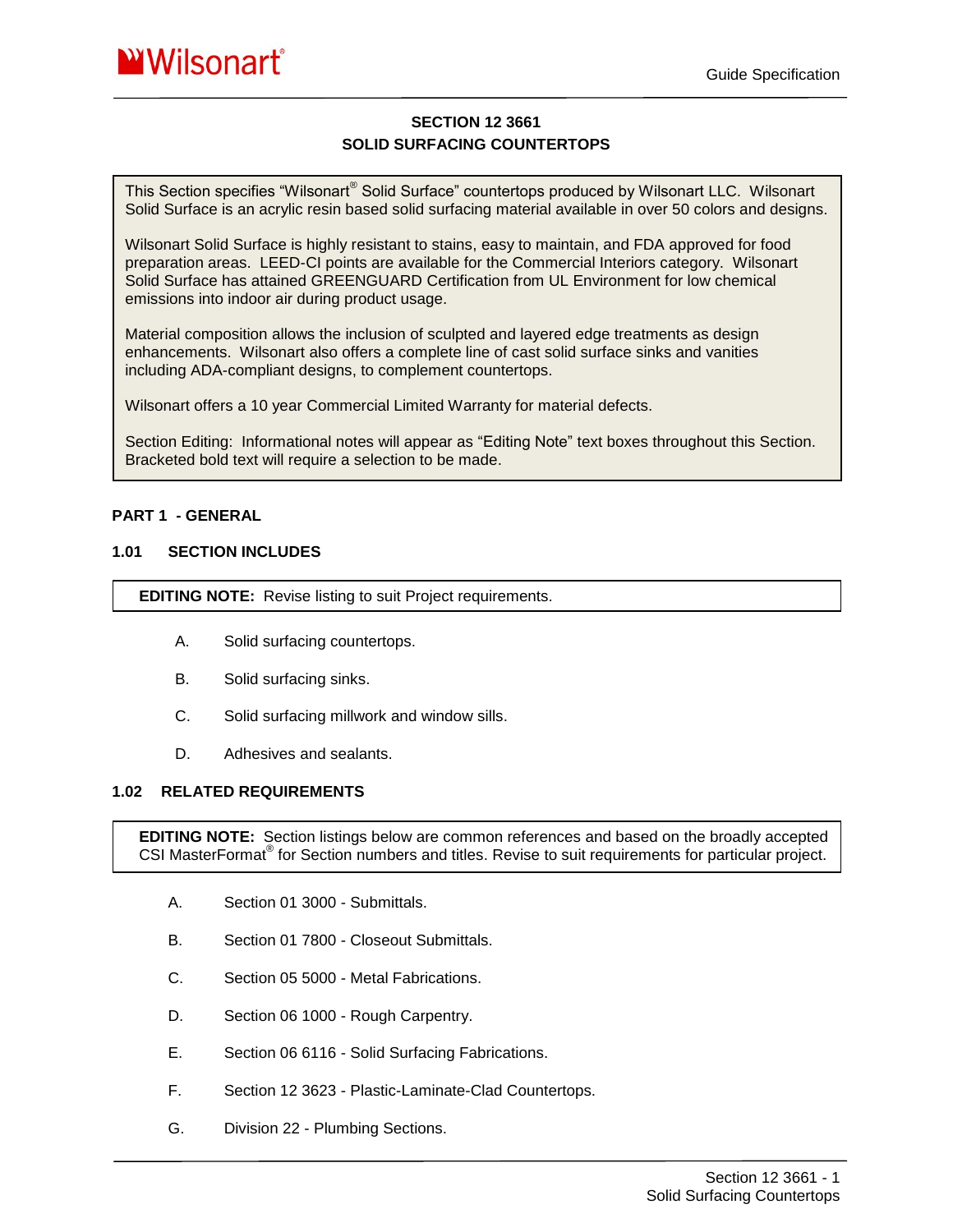# SECTION 12 3661
# SOLID SURFACING COUNTERTOPS

> This Section specifies "Wilsonart® Solid Surface" countertops produced by Wilsonart LLC. Wilsonart Solid Surface is an acrylic resin based solid surfacing material available in over 50 colors and designs.
>
> Wilsonart Solid Surface is highly resistant to stains, easy to maintain, and FDA approved for food preparation areas. LEED-CI points are available for the Commercial Interiors category. Wilsonart Solid Surface has attained GREENGUARD Certification from UL Environment for low chemical emissions into indoor air during product usage.
>
> Material composition allows the inclusion of sculpted and layered edge treatments as design enhancements. Wilsonart also offers a complete line of cast solid surface sinks and vanities including ADA-compliant designs, to complement countertops.
>
> Wilsonart offers a 10 year Commercial Limited Warranty for material defects.
>
> Section Editing: Informational notes will appear as "Editing Note" text boxes throughout this Section. Bracketed bold text will require a selection to be made.

## PART 1 - GENERAL

### 1.01 SECTION INCLUDES

> **EDITING NOTE:** Revise listing to suit Project requirements.

A. Solid surfacing countertops.

B. Solid surfacing sinks.

C. Solid surfacing millwork and window sills.

D. Adhesives and sealants.

### 1.02 RELATED REQUIREMENTS

> **EDITING NOTE:** Section listings below are common references and based on the broadly accepted CSI MasterFormat® for Section numbers and titles. Revise to suit requirements for particular project.

A. Section 01 3000 - Submittals.

B. Section 01 7800 - Closeout Submittals.

C. Section 05 5000 - Metal Fabrications.

D. Section 06 1000 - Rough Carpentry.

E. Section 06 6116 - Solid Surfacing Fabrications.

F. Section 12 3623 - Plastic-Laminate-Clad Countertops.

G. Division 22 - Plumbing Sections.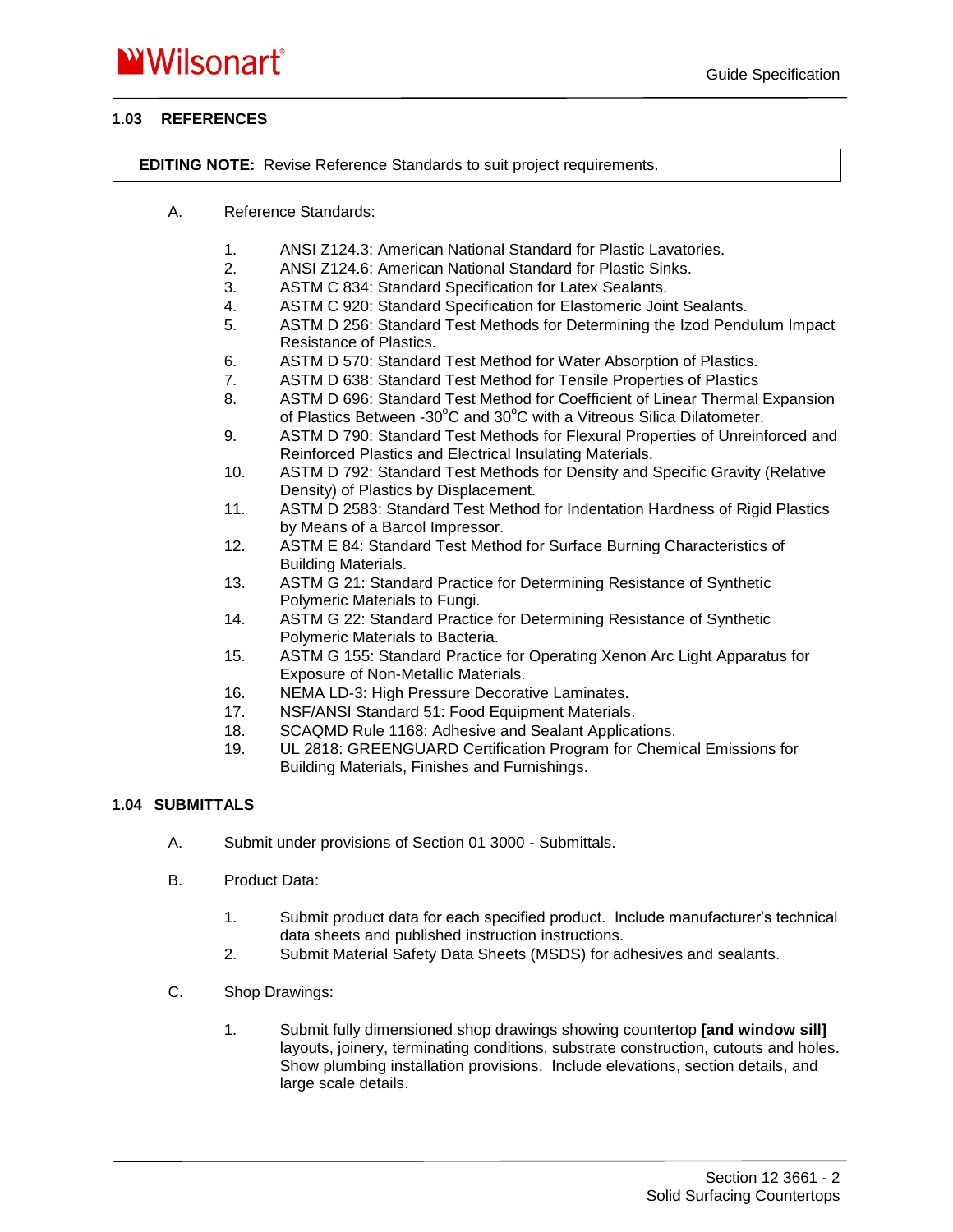### 1.03 REFERENCES

**EDITING NOTE:** Revise Reference Standards to suit project requirements.

A. Reference Standards:

1. ANSI Z124.3: American National Standard for Plastic Lavatories.
2. ANSI Z124.6: American National Standard for Plastic Sinks.
3. ASTM C 834: Standard Specification for Latex Sealants.
4. ASTM C 920: Standard Specification for Elastomeric Joint Sealants.
5. ASTM D 256: Standard Test Methods for Determining the Izod Pendulum Impact Resistance of Plastics.
6. ASTM D 570: Standard Test Method for Water Absorption of Plastics.
7. ASTM D 638: Standard Test Method for Tensile Properties of Plastics
8. ASTM D 696: Standard Test Method for Coefficient of Linear Thermal Expansion of Plastics Between -30°C and 30°C with a Vitreous Silica Dilatometer.
9. ASTM D 790: Standard Test Methods for Flexural Properties of Unreinforced and Reinforced Plastics and Electrical Insulating Materials.
10. ASTM D 792: Standard Test Methods for Density and Specific Gravity (Relative Density) of Plastics by Displacement.
11. ASTM D 2583: Standard Test Method for Indentation Hardness of Rigid Plastics by Means of a Barcol Impressor.
12. ASTM E 84: Standard Test Method for Surface Burning Characteristics of Building Materials.
13. ASTM G 21: Standard Practice for Determining Resistance of Synthetic Polymeric Materials to Fungi.
14. ASTM G 22: Standard Practice for Determining Resistance of Synthetic Polymeric Materials to Bacteria.
15. ASTM G 155: Standard Practice for Operating Xenon Arc Light Apparatus for Exposure of Non-Metallic Materials.
16. NEMA LD-3: High Pressure Decorative Laminates.
17. NSF/ANSI Standard 51: Food Equipment Materials.
18. SCAQMD Rule 1168: Adhesive and Sealant Applications.
19. UL 2818: GREENGUARD Certification Program for Chemical Emissions for Building Materials, Finishes and Furnishings.

### 1.04 SUBMITTALS

A. Submit under provisions of Section 01 3000 - Submittals.

B. Product Data:

1. Submit product data for each specified product. Include manufacturer's technical data sheets and published instruction instructions.
2. Submit Material Safety Data Sheets (MSDS) for adhesives and sealants.

C. Shop Drawings:

1. Submit fully dimensioned shop drawings showing countertop **[and window sill]** layouts, joinery, terminating conditions, substrate construction, cutouts and holes. Show plumbing installation provisions. Include elevations, section details, and large scale details.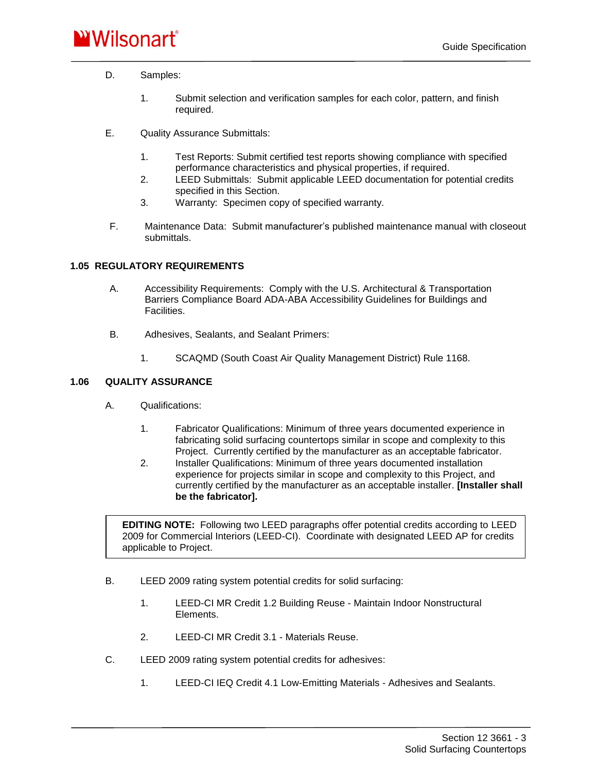D. Samples:

1. Submit selection and verification samples for each color, pattern, and finish required.

E. Quality Assurance Submittals:

1. Test Reports: Submit certified test reports showing compliance with specified performance characteristics and physical properties, if required.
2. LEED Submittals: Submit applicable LEED documentation for potential credits specified in this Section.
3. Warranty: Specimen copy of specified warranty.

F. Maintenance Data: Submit manufacturer's published maintenance manual with closeout submittals.

### 1.05 REGULATORY REQUIREMENTS

A. Accessibility Requirements: Comply with the U.S. Architectural & Transportation Barriers Compliance Board ADA-ABA Accessibility Guidelines for Buildings and Facilities.

B. Adhesives, Sealants, and Sealant Primers:

1. SCAQMD (South Coast Air Quality Management District) Rule 1168.

### 1.06 QUALITY ASSURANCE

A. Qualifications:

1. Fabricator Qualifications: Minimum of three years documented experience in fabricating solid surfacing countertops similar in scope and complexity to this Project. Currently certified by the manufacturer as an acceptable fabricator.
2. Installer Qualifications: Minimum of three years documented installation experience for projects similar in scope and complexity to this Project, and currently certified by the manufacturer as an acceptable installer. **[Installer shall be the fabricator].**

> **EDITING NOTE:** Following two LEED paragraphs offer potential credits according to LEED 2009 for Commercial Interiors (LEED-CI). Coordinate with designated LEED AP for credits applicable to Project.

B. LEED 2009 rating system potential credits for solid surfacing:

1. LEED-CI MR Credit 1.2 Building Reuse - Maintain Indoor Nonstructural Elements.

2. LEED-CI MR Credit 3.1 - Materials Reuse.

C. LEED 2009 rating system potential credits for adhesives:

1. LEED-CI IEQ Credit 4.1 Low-Emitting Materials - Adhesives and Sealants.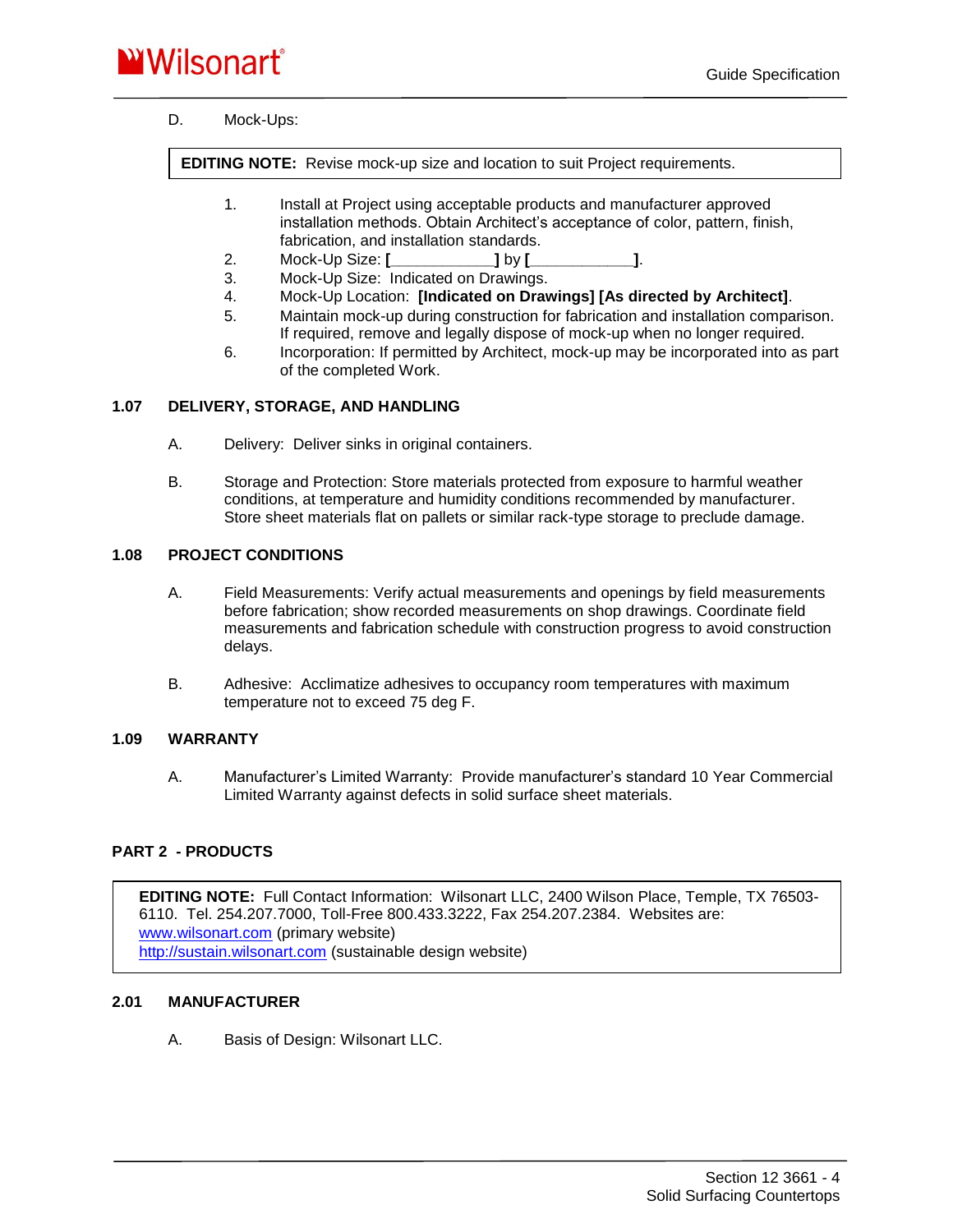D. Mock-Ups:

> **EDITING NOTE:** Revise mock-up size and location to suit Project requirements.

1. Install at Project using acceptable products and manufacturer approved installation methods. Obtain Architect's acceptance of color, pattern, finish, fabrication, and installation standards.
2. Mock-Up Size: **[**____________**]** by **[**____________**]**.
3. Mock-Up Size: Indicated on Drawings.
4. Mock-Up Location: **[Indicated on Drawings] [As directed by Architect]**.
5. Maintain mock-up during construction for fabrication and installation comparison. If required, remove and legally dispose of mock-up when no longer required.
6. Incorporation: If permitted by Architect, mock-up may be incorporated into as part of the completed Work.

## 1.07 DELIVERY, STORAGE, AND HANDLING

A. Delivery: Deliver sinks in original containers.

B. Storage and Protection: Store materials protected from exposure to harmful weather conditions, at temperature and humidity conditions recommended by manufacturer. Store sheet materials flat on pallets or similar rack-type storage to preclude damage.

## 1.08 PROJECT CONDITIONS

A. Field Measurements: Verify actual measurements and openings by field measurements before fabrication; show recorded measurements on shop drawings. Coordinate field measurements and fabrication schedule with construction progress to avoid construction delays.

B. Adhesive: Acclimatize adhesives to occupancy room temperatures with maximum temperature not to exceed 75 deg F.

## 1.09 WARRANTY

A. Manufacturer's Limited Warranty: Provide manufacturer's standard 10 Year Commercial Limited Warranty against defects in solid surface sheet materials.

# PART 2 - PRODUCTS

> **EDITING NOTE:** Full Contact Information: Wilsonart LLC, 2400 Wilson Place, Temple, TX 76503-6110. Tel. 254.207.7000, Toll-Free 800.433.3222, Fax 254.207.2384. Websites are:
> www.wilsonart.com (primary website)
> http://sustain.wilsonart.com (sustainable design website)

## 2.01 MANUFACTURER

A. Basis of Design: Wilsonart LLC.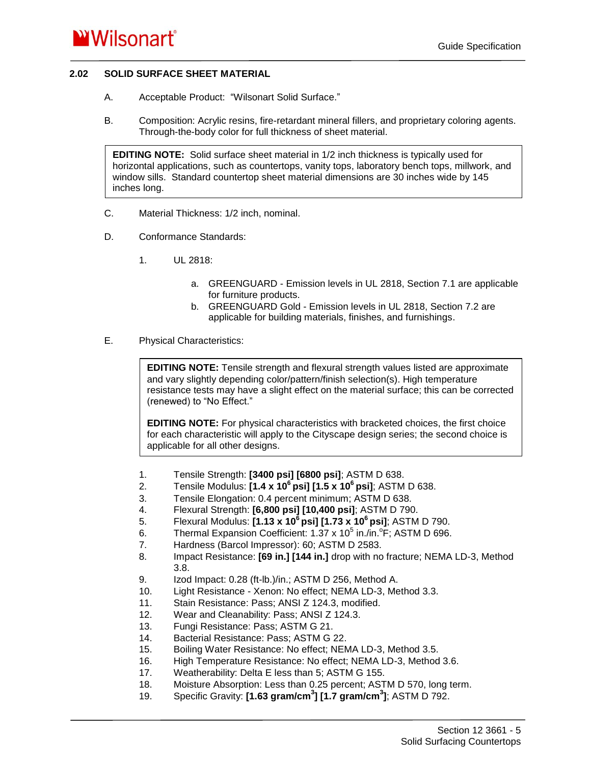## 2.02 SOLID SURFACE SHEET MATERIAL

A. Acceptable Product: "Wilsonart Solid Surface."

B. Composition: Acrylic resins, fire-retardant mineral fillers, and proprietary coloring agents. Through-the-body color for full thickness of sheet material.

> **EDITING NOTE:** Solid surface sheet material in 1/2 inch thickness is typically used for horizontal applications, such as countertops, vanity tops, laboratory bench tops, millwork, and window sills. Standard countertop sheet material dimensions are 30 inches wide by 145 inches long.

C. Material Thickness: 1/2 inch, nominal.

D. Conformance Standards:

1. UL 2818:
   a. GREENGUARD - Emission levels in UL 2818, Section 7.1 are applicable for furniture products.
   b. GREENGUARD Gold - Emission levels in UL 2818, Section 7.2 are applicable for building materials, finishes, and furnishings.

E. Physical Characteristics:

> **EDITING NOTE:** Tensile strength and flexural strength values listed are approximate and vary slightly depending color/pattern/finish selection(s). High temperature resistance tests may have a slight effect on the material surface; this can be corrected (renewed) to "No Effect."
>
> **EDITING NOTE:** For physical characteristics with bracketed choices, the first choice for each characteristic will apply to the Cityscape design series; the second choice is applicable for all other designs.

1. Tensile Strength: **[3400 psi] [6800 psi]**; ASTM D 638.
2. Tensile Modulus: **[1.4 x $10^6$ psi] [1.5 x $10^6$ psi]**; ASTM D 638.
3. Tensile Elongation: 0.4 percent minimum; ASTM D 638.
4. Flexural Strength: **[6,800 psi] [10,400 psi]**; ASTM D 790.
5. Flexural Modulus: **[1.13 x $10^6$ psi] [1.73 x $10^6$ psi]**; ASTM D 790.
6. Thermal Expansion Coefficient: 1.37 x $10^5$ in./in.°F; ASTM D 696.
7. Hardness (Barcol Impressor): 60; ASTM D 2583.
8. Impact Resistance: **[69 in.] [144 in.]** drop with no fracture; NEMA LD-3, Method 3.8.
9. Izod Impact: 0.28 (ft-lb.)/in.; ASTM D 256, Method A.
10. Light Resistance - Xenon: No effect; NEMA LD-3, Method 3.3.
11. Stain Resistance: Pass; ANSI Z 124.3, modified.
12. Wear and Cleanability: Pass; ANSI Z 124.3.
13. Fungi Resistance: Pass; ASTM G 21.
14. Bacterial Resistance: Pass; ASTM G 22.
15. Boiling Water Resistance: No effect; NEMA LD-3, Method 3.5.
16. High Temperature Resistance: No effect; NEMA LD-3, Method 3.6.
17. Weatherability: Delta E less than 5; ASTM G 155.
18. Moisture Absorption: Less than 0.25 percent; ASTM D 570, long term.
19. Specific Gravity: **[1.63 gram/$cm^3$] [1.7 gram/$cm^3$]**; ASTM D 792.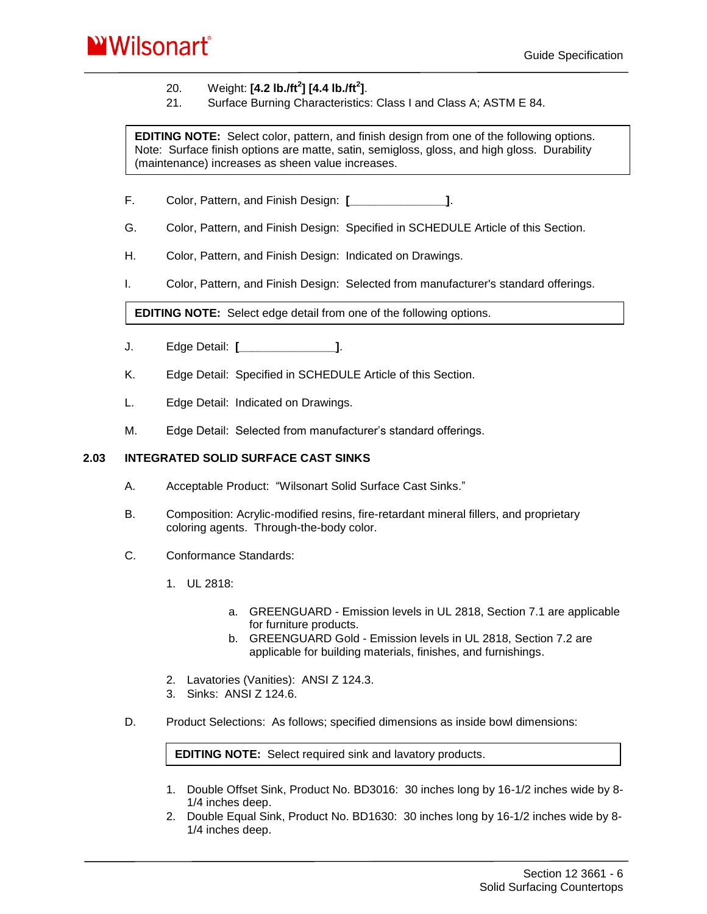20. Weight: **[4.2 lb./ft$^2$] [4.4 lb./ft$^2$]**.
21. Surface Burning Characteristics: Class I and Class A; ASTM E 84.

> **EDITING NOTE:** Select color, pattern, and finish design from one of the following options. Note: Surface finish options are matte, satin, semigloss, gloss, and high gloss. Durability (maintenance) increases as sheen value increases.

F. Color, Pattern, and Finish Design: **[______________]**.

G. Color, Pattern, and Finish Design: Specified in SCHEDULE Article of this Section.

H. Color, Pattern, and Finish Design: Indicated on Drawings.

I. Color, Pattern, and Finish Design: Selected from manufacturer's standard offerings.

> **EDITING NOTE:** Select edge detail from one of the following options.

J. Edge Detail: **[______________]**.

K. Edge Detail: Specified in SCHEDULE Article of this Section.

L. Edge Detail: Indicated on Drawings.

M. Edge Detail: Selected from manufacturer's standard offerings.

## 2.03 INTEGRATED SOLID SURFACE CAST SINKS

A. Acceptable Product: "Wilsonart Solid Surface Cast Sinks."

B. Composition: Acrylic-modified resins, fire-retardant mineral fillers, and proprietary coloring agents. Through-the-body color.

C. Conformance Standards:

1. UL 2818:
   a. GREENGUARD - Emission levels in UL 2818, Section 7.1 are applicable for furniture products.
   b. GREENGUARD Gold - Emission levels in UL 2818, Section 7.2 are applicable for building materials, finishes, and furnishings.
2. Lavatories (Vanities): ANSI Z 124.3.
3. Sinks: ANSI Z 124.6.

D. Product Selections: As follows; specified dimensions as inside bowl dimensions:

> **EDITING NOTE:** Select required sink and lavatory products.

1. Double Offset Sink, Product No. BD3016: 30 inches long by 16-1/2 inches wide by 8-1/4 inches deep.
2. Double Equal Sink, Product No. BD1630: 30 inches long by 16-1/2 inches wide by 8-1/4 inches deep.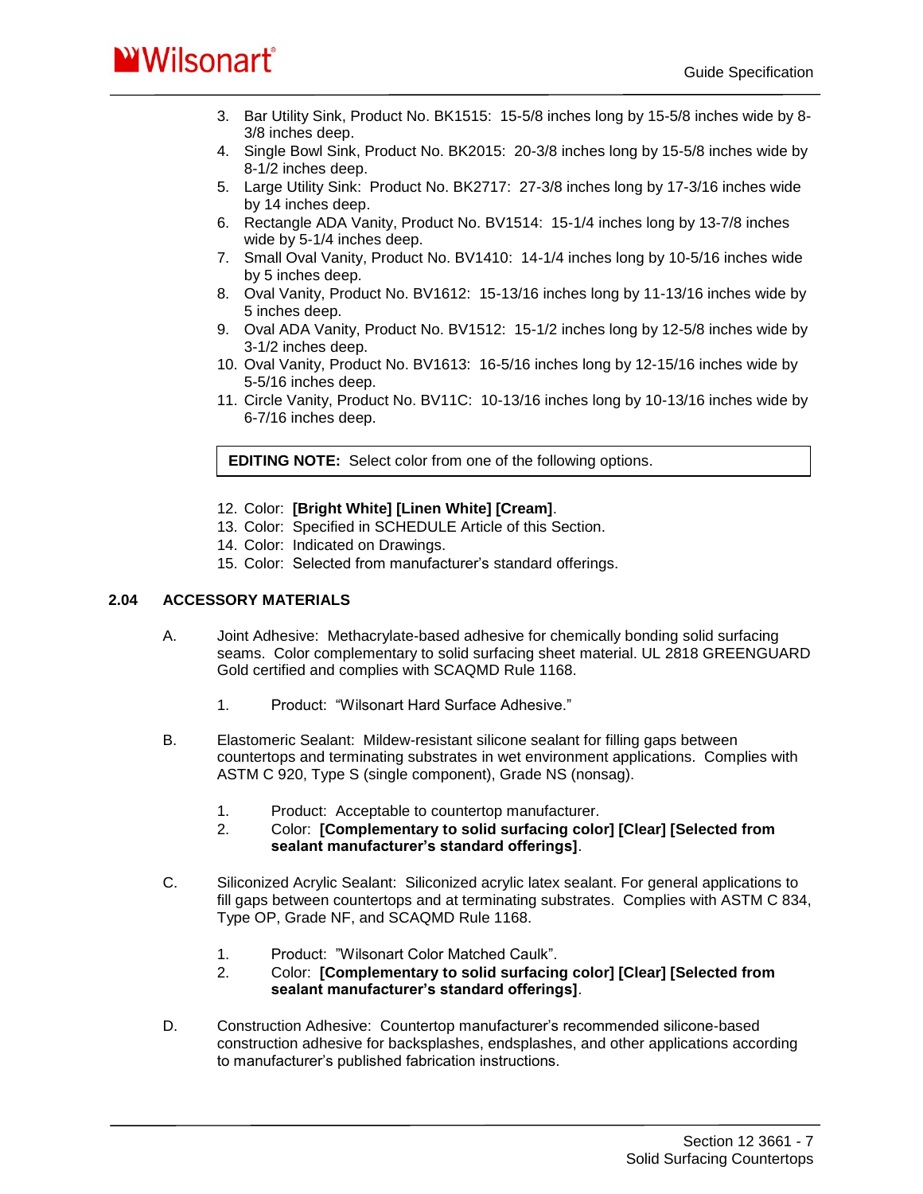3. Bar Utility Sink, Product No. BK1515: 15-5/8 inches long by 15-5/8 inches wide by 8-3/8 inches deep.
4. Single Bowl Sink, Product No. BK2015: 20-3/8 inches long by 15-5/8 inches wide by 8-1/2 inches deep.
5. Large Utility Sink: Product No. BK2717: 27-3/8 inches long by 17-3/16 inches wide by 14 inches deep.
6. Rectangle ADA Vanity, Product No. BV1514: 15-1/4 inches long by 13-7/8 inches wide by 5-1/4 inches deep.
7. Small Oval Vanity, Product No. BV1410: 14-1/4 inches long by 10-5/16 inches wide by 5 inches deep.
8. Oval Vanity, Product No. BV1612: 15-13/16 inches long by 11-13/16 inches wide by 5 inches deep.
9. Oval ADA Vanity, Product No. BV1512: 15-1/2 inches long by 12-5/8 inches wide by 3-1/2 inches deep.
10. Oval Vanity, Product No. BV1613: 16-5/16 inches long by 12-15/16 inches wide by 5-5/16 inches deep.
11. Circle Vanity, Product No. BV11C: 10-13/16 inches long by 10-13/16 inches wide by 6-7/16 inches deep.

> **EDITING NOTE:** Select color from one of the following options.

12. Color: **[Bright White] [Linen White] [Cream]**.
13. Color: Specified in SCHEDULE Article of this Section.
14. Color: Indicated on Drawings.
15. Color: Selected from manufacturer's standard offerings.

### 2.04 ACCESSORY MATERIALS

A. Joint Adhesive: Methacrylate-based adhesive for chemically bonding solid surfacing seams. Color complementary to solid surfacing sheet material. UL 2818 GREENGUARD Gold certified and complies with SCAQMD Rule 1168.

   1. Product: "Wilsonart Hard Surface Adhesive."

B. Elastomeric Sealant: Mildew-resistant silicone sealant for filling gaps between countertops and terminating substrates in wet environment applications. Complies with ASTM C 920, Type S (single component), Grade NS (nonsag).

   1. Product: Acceptable to countertop manufacturer.
   2. Color: **[Complementary to solid surfacing color] [Clear] [Selected from sealant manufacturer's standard offerings]**.

C. Siliconized Acrylic Sealant: Siliconized acrylic latex sealant. For general applications to fill gaps between countertops and at terminating substrates. Complies with ASTM C 834, Type OP, Grade NF, and SCAQMD Rule 1168.

   1. Product: "Wilsonart Color Matched Caulk".
   2. Color: **[Complementary to solid surfacing color] [Clear] [Selected from sealant manufacturer's standard offerings]**.

D. Construction Adhesive: Countertop manufacturer's recommended silicone-based construction adhesive for backsplashes, endsplashes, and other applications according to manufacturer's published fabrication instructions.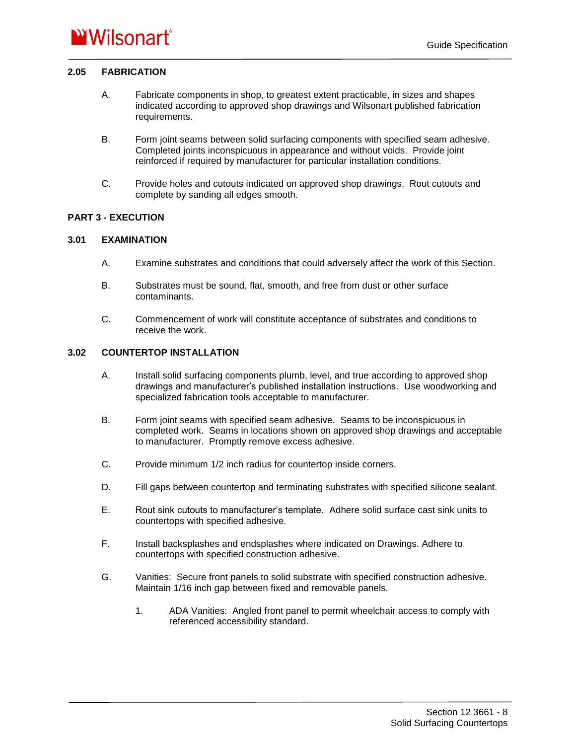### 2.05 FABRICATION

A. Fabricate components in shop, to greatest extent practicable, in sizes and shapes indicated according to approved shop drawings and Wilsonart published fabrication requirements.

B. Form joint seams between solid surfacing components with specified seam adhesive. Completed joints inconspicuous in appearance and without voids. Provide joint reinforced if required by manufacturer for particular installation conditions.

C. Provide holes and cutouts indicated on approved shop drawings. Rout cutouts and complete by sanding all edges smooth.

## PART 3 - EXECUTION

### 3.01 EXAMINATION

A. Examine substrates and conditions that could adversely affect the work of this Section.

B. Substrates must be sound, flat, smooth, and free from dust or other surface contaminants.

C. Commencement of work will constitute acceptance of substrates and conditions to receive the work.

### 3.02 COUNTERTOP INSTALLATION

A. Install solid surfacing components plumb, level, and true according to approved shop drawings and manufacturer's published installation instructions. Use woodworking and specialized fabrication tools acceptable to manufacturer.

B. Form joint seams with specified seam adhesive. Seams to be inconspicuous in completed work. Seams in locations shown on approved shop drawings and acceptable to manufacturer. Promptly remove excess adhesive.

C. Provide minimum 1/2 inch radius for countertop inside corners.

D. Fill gaps between countertop and terminating substrates with specified silicone sealant.

E. Rout sink cutouts to manufacturer's template. Adhere solid surface cast sink units to countertops with specified adhesive.

F. Install backsplashes and endsplashes where indicated on Drawings. Adhere to countertops with specified construction adhesive.

G. Vanities: Secure front panels to solid substrate with specified construction adhesive. Maintain 1/16 inch gap between fixed and removable panels.

   1. ADA Vanities: Angled front panel to permit wheelchair access to comply with referenced accessibility standard.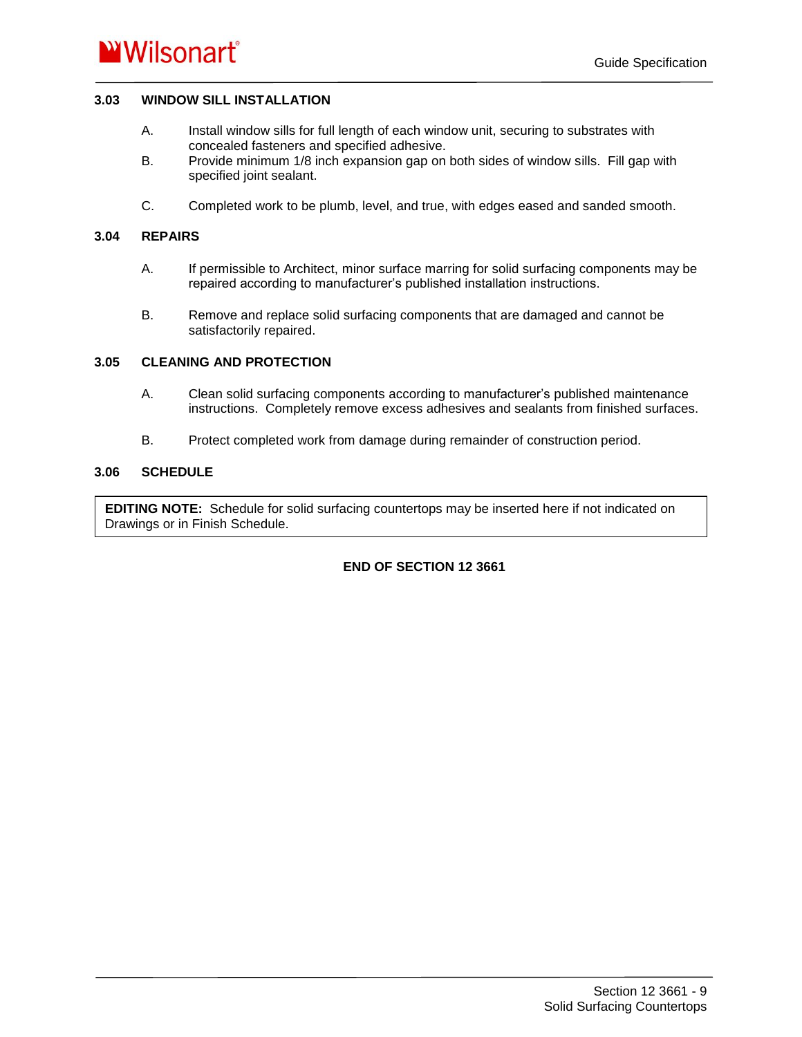### 3.03 WINDOW SILL INSTALLATION

A. Install window sills for full length of each window unit, securing to substrates with concealed fasteners and specified adhesive.

B. Provide minimum 1/8 inch expansion gap on both sides of window sills. Fill gap with specified joint sealant.

C. Completed work to be plumb, level, and true, with edges eased and sanded smooth.

### 3.04 REPAIRS

A. If permissible to Architect, minor surface marring for solid surfacing components may be repaired according to manufacturer's published installation instructions.

B. Remove and replace solid surfacing components that are damaged and cannot be satisfactorily repaired.

### 3.05 CLEANING AND PROTECTION

A. Clean solid surfacing components according to manufacturer's published maintenance instructions. Completely remove excess adhesives and sealants from finished surfaces.

B. Protect completed work from damage during remainder of construction period.

### 3.06 SCHEDULE

**EDITING NOTE:** Schedule for solid surfacing countertops may be inserted here if not indicated on Drawings or in Finish Schedule.

**END OF SECTION 12 3661**